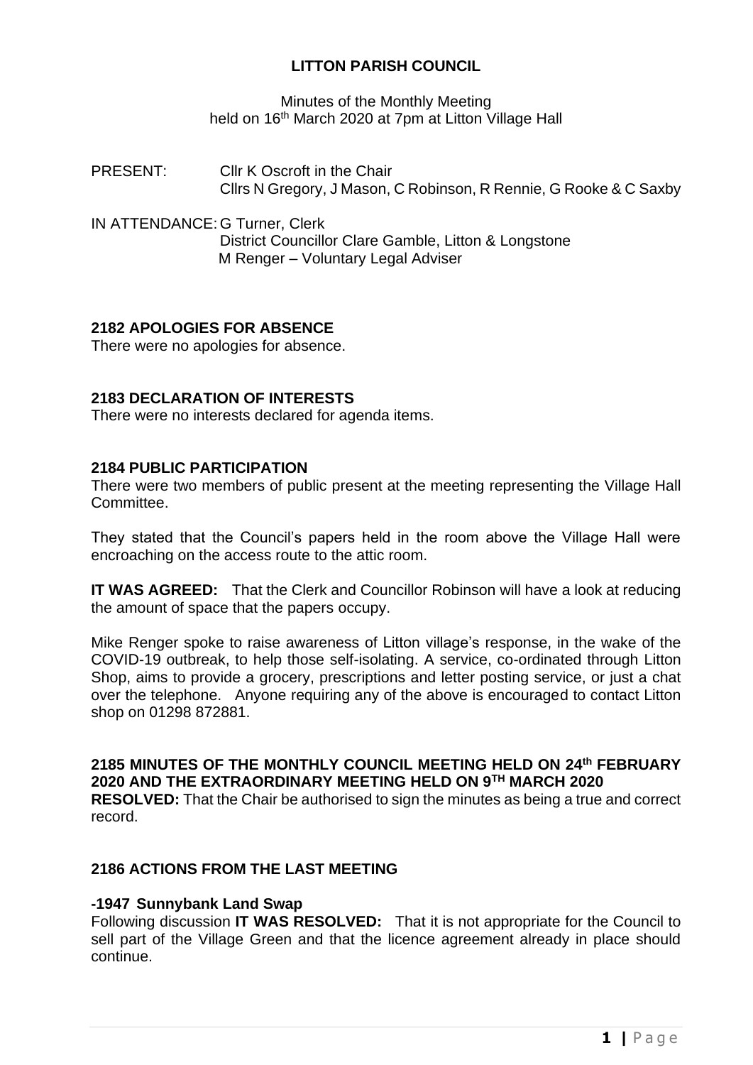# LITTON PARISH COUNCIL

Minutes of the Monthly Meeting
held on 16th March 2020 at 7pm at Litton Village Hall

PRESENT: Cllr K Oscroft in the Chair
Cllrs N Gregory, J Mason, C Robinson, R Rennie, G Rooke & C Saxby

IN ATTENDANCE: G Turner, Clerk
District Councillor Clare Gamble, Litton & Longstone
M Renger – Voluntary Legal Adviser

## 2182 APOLOGIES FOR ABSENCE

There were no apologies for absence.

## 2183 DECLARATION OF INTERESTS

There were no interests declared for agenda items.

## 2184 PUBLIC PARTICIPATION

There were two members of public present at the meeting representing the Village Hall Committee.

They stated that the Council's papers held in the room above the Village Hall were encroaching on the access route to the attic room.

**IT WAS AGREED:** That the Clerk and Councillor Robinson will have a look at reducing the amount of space that the papers occupy.

Mike Renger spoke to raise awareness of Litton village's response, in the wake of the COVID-19 outbreak, to help those self-isolating. A service, co-ordinated through Litton Shop, aims to provide a grocery, prescriptions and letter posting service, or just a chat over the telephone. Anyone requiring any of the above is encouraged to contact Litton shop on 01298 872881.

## 2185 MINUTES OF THE MONTHLY COUNCIL MEETING HELD ON 24th FEBRUARY 2020 AND THE EXTRAORDINARY MEETING HELD ON 9TH MARCH 2020

**RESOLVED:** That the Chair be authorised to sign the minutes as being a true and correct record.

## 2186 ACTIONS FROM THE LAST MEETING

### -1947 Sunnybank Land Swap

Following discussion **IT WAS RESOLVED:** That it is not appropriate for the Council to sell part of the Village Green and that the licence agreement already in place should continue.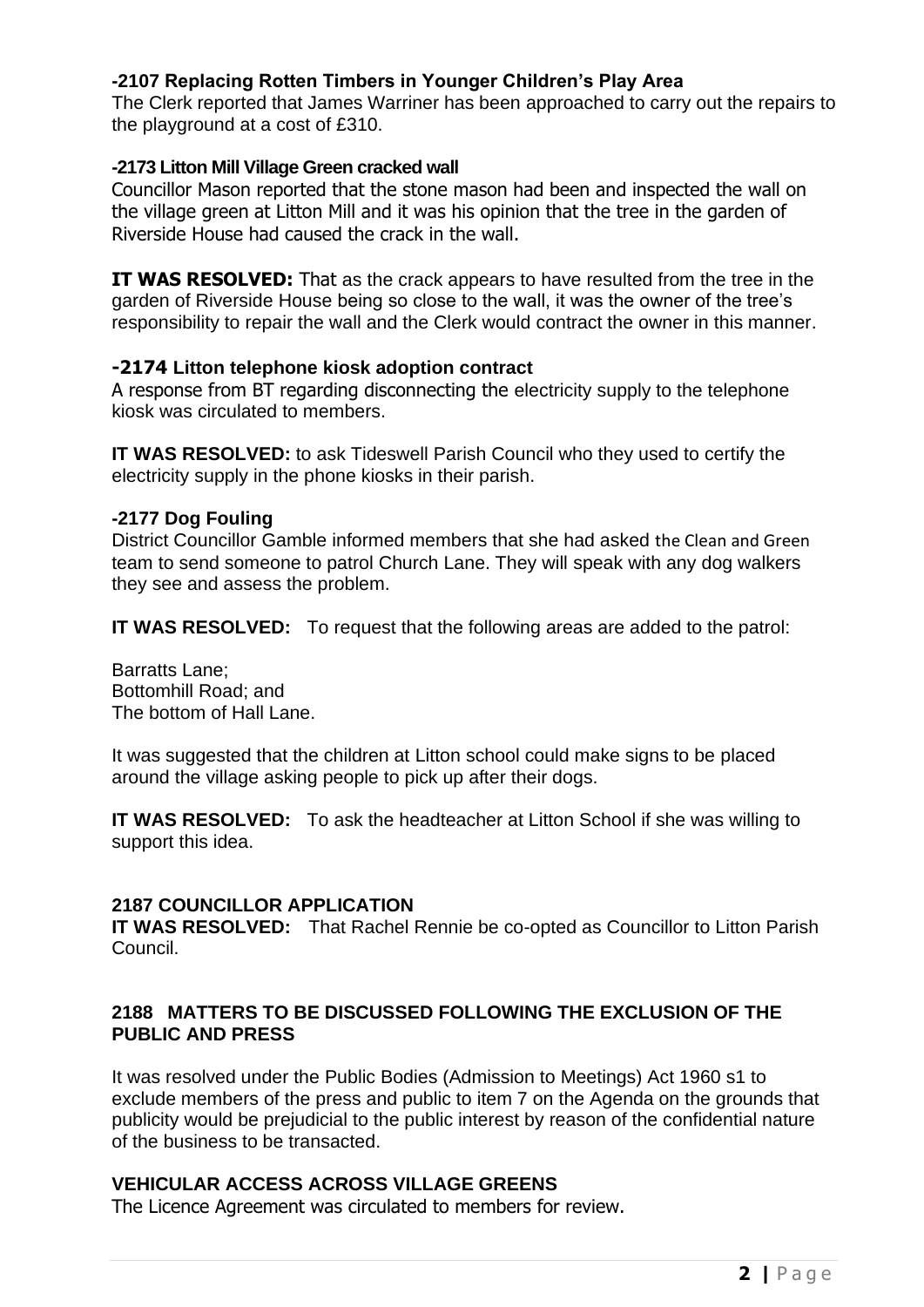### -2107 Replacing Rotten Timbers in Younger Children's Play Area

The Clerk reported that James Warriner has been approached to carry out the repairs to the playground at a cost of £310.

### -2173 Litton Mill Village Green cracked wall

Councillor Mason reported that the stone mason had been and inspected the wall on the village green at Litton Mill and it was his opinion that the tree in the garden of Riverside House had caused the crack in the wall.

**IT WAS RESOLVED:** That as the crack appears to have resulted from the tree in the garden of Riverside House being so close to the wall, it was the owner of the tree's responsibility to repair the wall and the Clerk would contract the owner in this manner.

### -2174 Litton telephone kiosk adoption contract

A response from BT regarding disconnecting the electricity supply to the telephone kiosk was circulated to members.

**IT WAS RESOLVED:** to ask Tideswell Parish Council who they used to certify the electricity supply in the phone kiosks in their parish.

### -2177 Dog Fouling

District Councillor Gamble informed members that she had asked the Clean and Green team to send someone to patrol Church Lane. They will speak with any dog walkers they see and assess the problem.

**IT WAS RESOLVED:** To request that the following areas are added to the patrol:

Barratts Lane;
Bottomhill Road; and
The bottom of Hall Lane.

It was suggested that the children at Litton school could make signs to be placed around the village asking people to pick up after their dogs.

**IT WAS RESOLVED:** To ask the headteacher at Litton School if she was willing to support this idea.

### 2187 COUNCILLOR APPLICATION

**IT WAS RESOLVED:** That Rachel Rennie be co-opted as Councillor to Litton Parish Council.

### 2188 MATTERS TO BE DISCUSSED FOLLOWING THE EXCLUSION OF THE PUBLIC AND PRESS

It was resolved under the Public Bodies (Admission to Meetings) Act 1960 s1 to exclude members of the press and public to item 7 on the Agenda on the grounds that publicity would be prejudicial to the public interest by reason of the confidential nature of the business to be transacted.

### VEHICULAR ACCESS ACROSS VILLAGE GREENS

The Licence Agreement was circulated to members for review.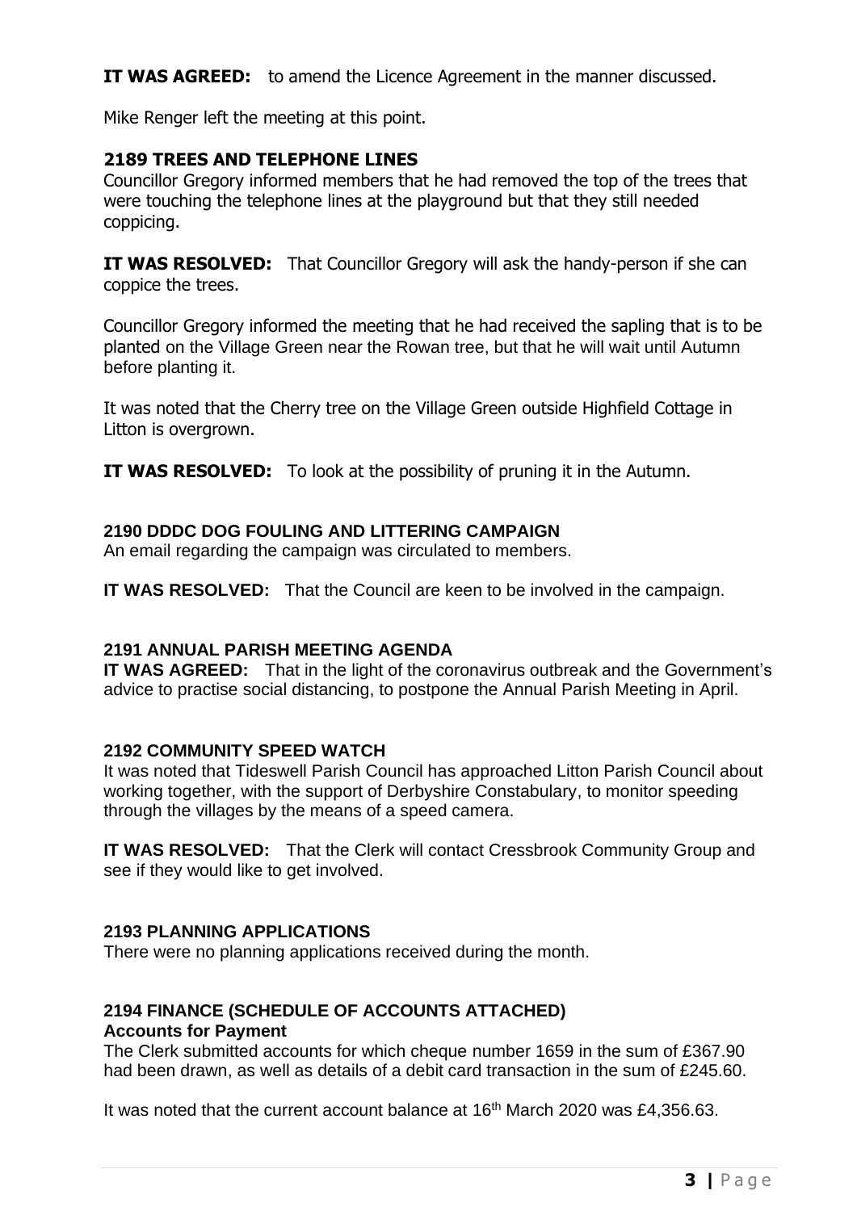**IT WAS AGREED:** to amend the Licence Agreement in the manner discussed.

Mike Renger left the meeting at this point.

### 2189 TREES AND TELEPHONE LINES

Councillor Gregory informed members that he had removed the top of the trees that were touching the telephone lines at the playground but that they still needed coppicing.

**IT WAS RESOLVED:** That Councillor Gregory will ask the handy-person if she can coppice the trees.

Councillor Gregory informed the meeting that he had received the sapling that is to be planted on the Village Green near the Rowan tree, but that he will wait until Autumn before planting it.

It was noted that the Cherry tree on the Village Green outside Highfield Cottage in Litton is overgrown.

**IT WAS RESOLVED:** To look at the possibility of pruning it in the Autumn.

### 2190 DDDC DOG FOULING AND LITTERING CAMPAIGN

An email regarding the campaign was circulated to members.

**IT WAS RESOLVED:** That the Council are keen to be involved in the campaign.

### 2191 ANNUAL PARISH MEETING AGENDA

**IT WAS AGREED:** That in the light of the coronavirus outbreak and the Government's advice to practise social distancing, to postpone the Annual Parish Meeting in April.

### 2192 COMMUNITY SPEED WATCH

It was noted that Tideswell Parish Council has approached Litton Parish Council about working together, with the support of Derbyshire Constabulary, to monitor speeding through the villages by the means of a speed camera.

**IT WAS RESOLVED:** That the Clerk will contact Cressbrook Community Group and see if they would like to get involved.

### 2193 PLANNING APPLICATIONS

There were no planning applications received during the month.

### 2194 FINANCE (SCHEDULE OF ACCOUNTS ATTACHED)

**Accounts for Payment**

The Clerk submitted accounts for which cheque number 1659 in the sum of £367.90 had been drawn, as well as details of a debit card transaction in the sum of £245.60.

It was noted that the current account balance at 16th March 2020 was £4,356.63.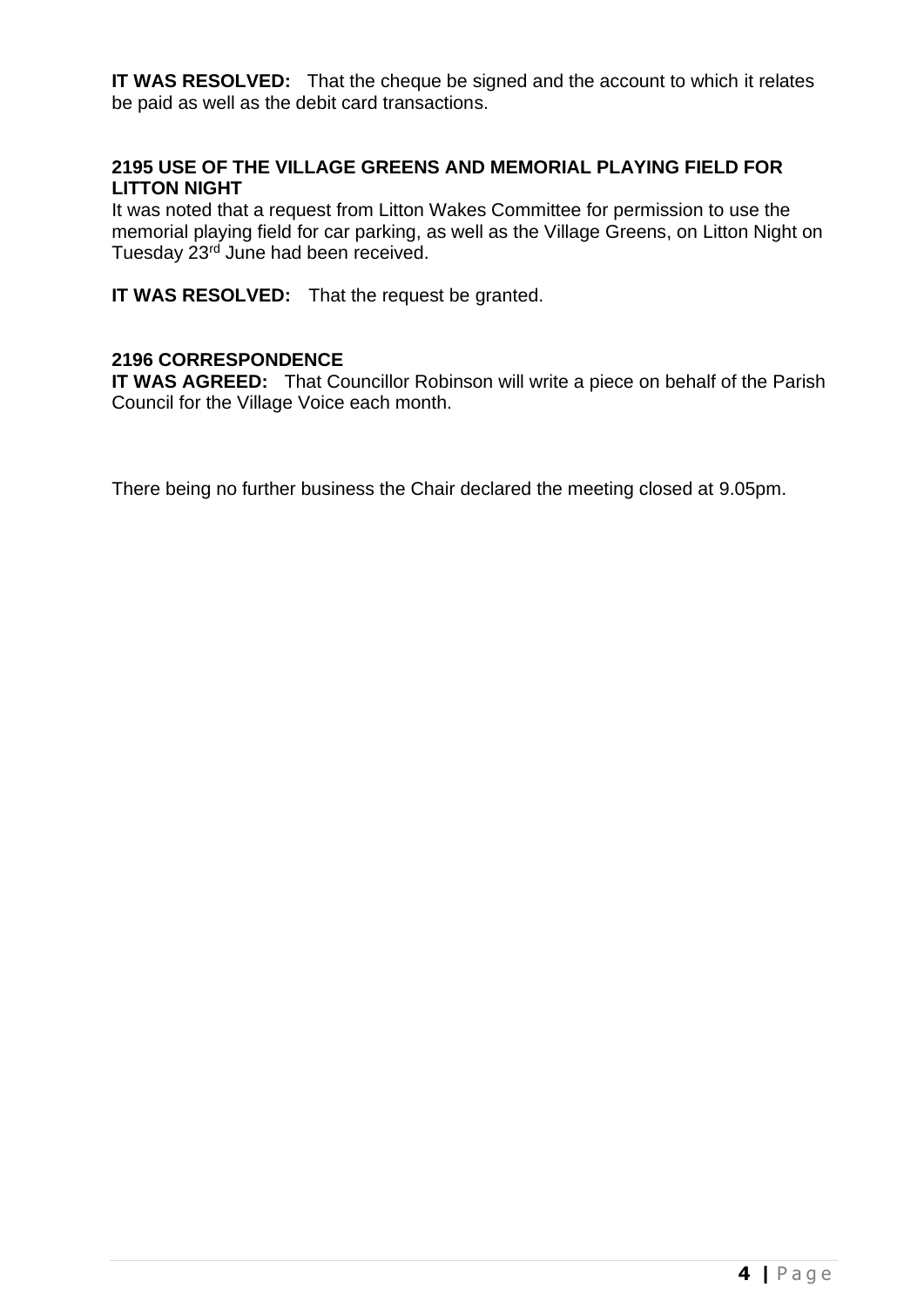**IT WAS RESOLVED:** That the cheque be signed and the account to which it relates be paid as well as the debit card transactions.

## 2195 USE OF THE VILLAGE GREENS AND MEMORIAL PLAYING FIELD FOR LITTON NIGHT

It was noted that a request from Litton Wakes Committee for permission to use the memorial playing field for car parking, as well as the Village Greens, on Litton Night on Tuesday 23rd June had been received.

**IT WAS RESOLVED:** That the request be granted.

## 2196 CORRESPONDENCE

**IT WAS AGREED:** That Councillor Robinson will write a piece on behalf of the Parish Council for the Village Voice each month.

There being no further business the Chair declared the meeting closed at 9.05pm.